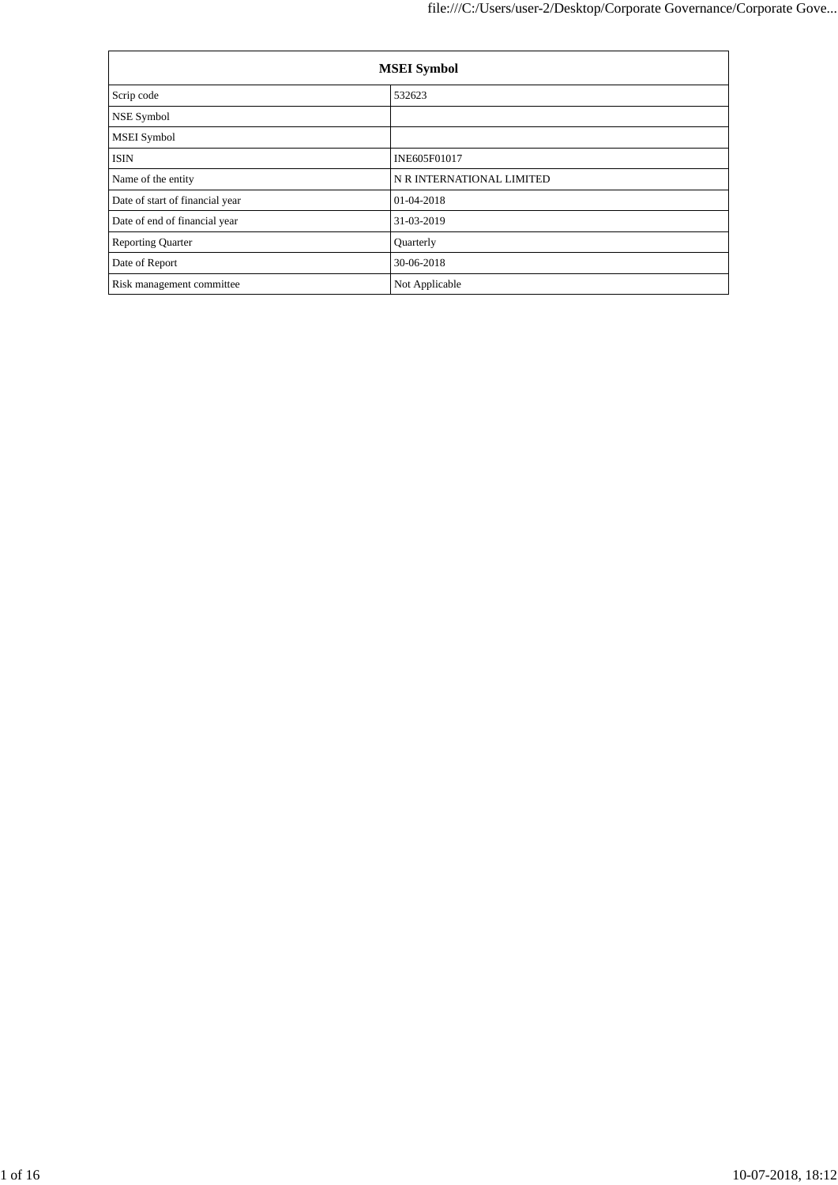| MSEI Symbol | |
|---|---|
| Scrip code | 532623 |
| NSE Symbol | |
| MSEI Symbol | |
| ISIN | INE605F01017 |
| Name of the entity | N R INTERNATIONAL LIMITED |
| Date of start of financial year | 01-04-2018 |
| Date of end of financial year | 31-03-2019 |
| Reporting Quarter | Quarterly |
| Date of Report | 30-06-2018 |
| Risk management committee | Not Applicable |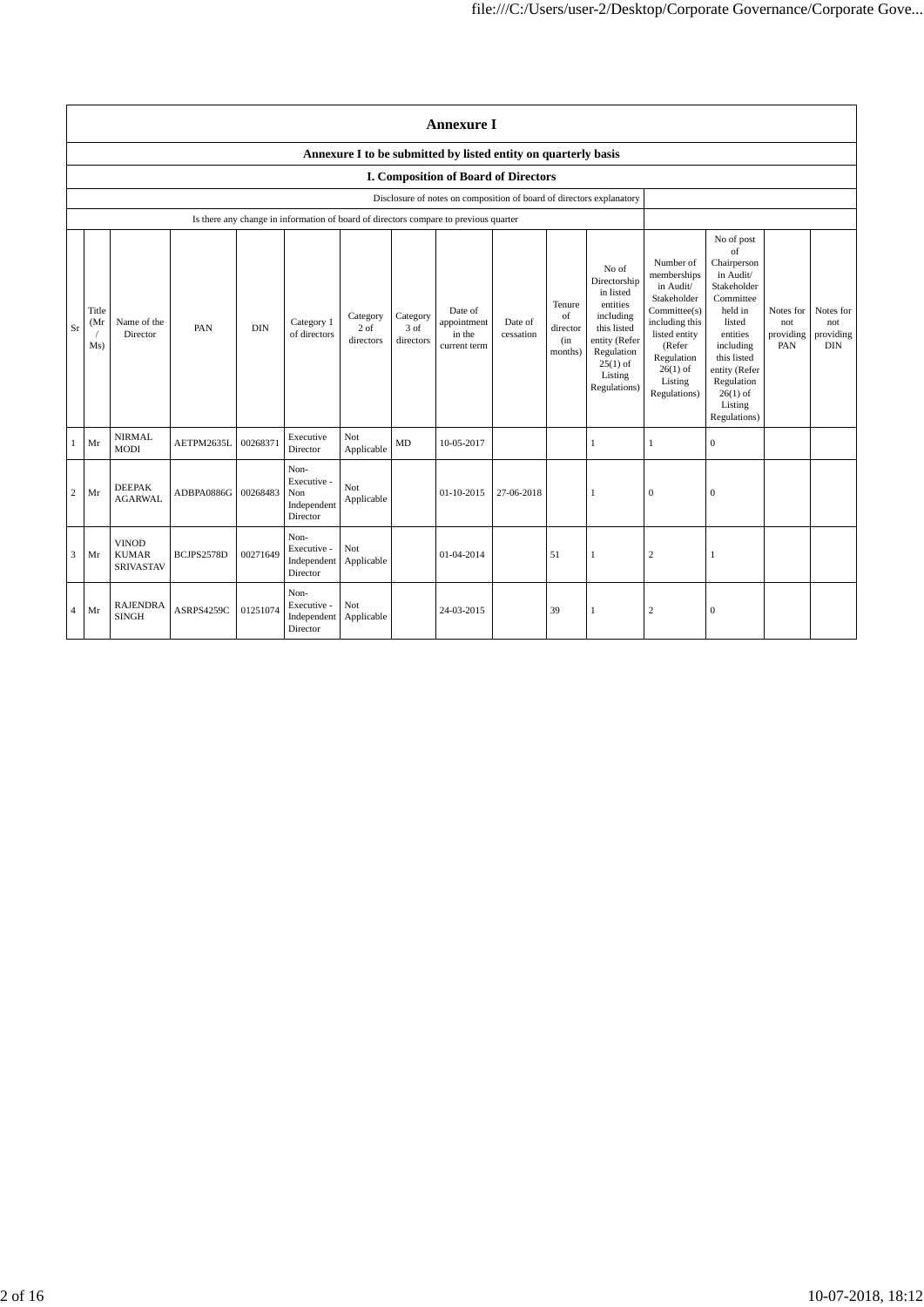# Annexure I

## Annexure I to be submitted by listed entity on quarterly basis

### I. Composition of Board of Directors

| Disclosure of notes on composition of board of directors explanatory | |
|---|---|
| Is there any change in information of board of directors compare to previous quarter | |

| Sr | Title (Mr / Ms) | Name of the Director | PAN | DIN | Category 1 of directors | Category 2 of directors | Category 3 of directors | Date of appointment in the current term | Date of cessation | Tenure of director (in months) | No of Directorship in listed entities including this listed entity (Refer Regulation 25(1) of Listing Regulations) | Number of memberships in Audit/ Stakeholder Committee(s) including this listed entity (Refer Regulation 26(1) of Listing Regulations) | No of post of Chairperson in Audit/ Stakeholder Committee held in listed entities including this listed entity (Refer Regulation 26(1) of Listing Regulations) | Notes for not providing PAN | Notes for not providing DIN |
|---|---|---|---|---|---|---|---|---|---|---|---|---|---|---|---|
| 1 | Mr | NIRMAL MODI | AETPM2635L | 00268371 | Executive Director | Not Applicable | MD | 10-05-2017 | | | 1 | 1 | 0 | | |
| 2 | Mr | DEEPAK AGARWAL | ADBPA0886G | 00268483 | Non-Executive - Non Independent Director | Not Applicable | | 01-10-2015 | 27-06-2018 | | 1 | 0 | 0 | | |
| 3 | Mr | VINOD KUMAR SRIVASTAV | BCJPS2578D | 00271649 | Non-Executive - Independent Director | Not Applicable | | 01-04-2014 | | 51 | 1 | 2 | 1 | | |
| 4 | Mr | RAJENDRA SINGH | ASRPS4259C | 01251074 | Non-Executive - Independent Director | Not Applicable | | 24-03-2015 | | 39 | 1 | 2 | 0 | | |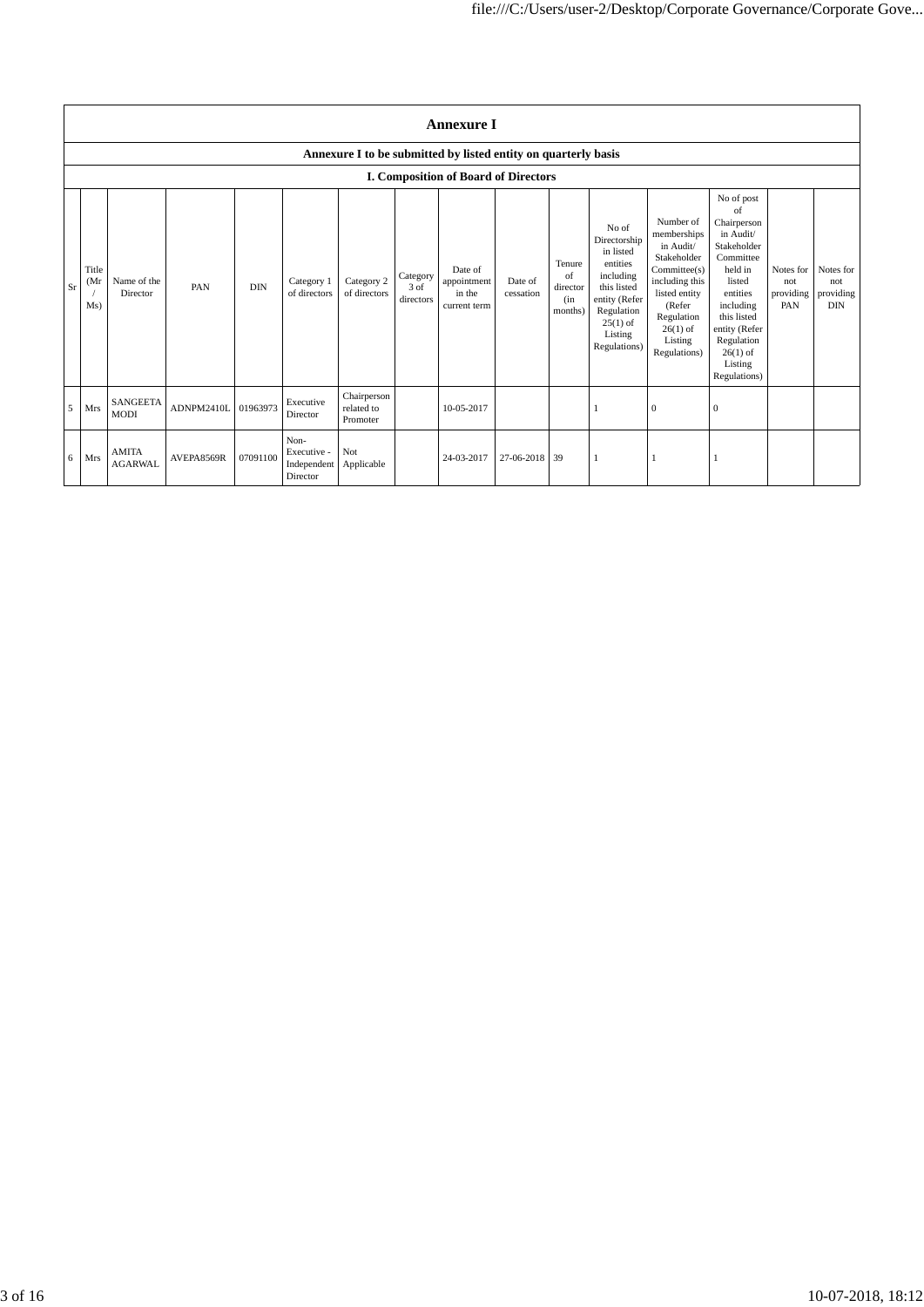| Annexure I | | | | | | | | | | | | | | | |
|---|---|---|---|---|---|---|---|---|---|---|---|---|---|---|---|
| Annexure I to be submitted by listed entity on quarterly basis | | | | | | | | | | | | | | | |
| I. Composition of Board of Directors | | | | | | | | | | | | | | | |
| Sr | Title (Mr / Ms) | Name of the Director | PAN | DIN | Category 1 of directors | Category 2 of directors | Category 3 of directors | Date of appointment in the current term | Date of cessation | Tenure of director (in months) | No of Directorship in listed entities including this listed entity (Refer Regulation 25(1) of Listing Regulations) | Number of memberships in Audit/ Stakeholder Committee(s) including this listed entity (Refer Regulation 26(1) of Listing Regulations) | No of post of Chairperson in Audit/ Stakeholder Committee held in listed entities including this listed entity (Refer Regulation 26(1) of Listing Regulations) | Notes for not providing PAN | Notes for not providing DIN |
| 5 | Mrs | SANGEETA MODI | ADNPM2410L | 01963973 | Executive Director | Chairperson related to Promoter | | 10-05-2017 | | | 1 | 0 | 0 | | |
| 6 | Mrs | AMITA AGARWAL | AVEPA8569R | 07091100 | Non-Executive - Independent Director | Not Applicable | | 24-03-2017 | 27-06-2018 | 39 | 1 | 1 | 1 | | |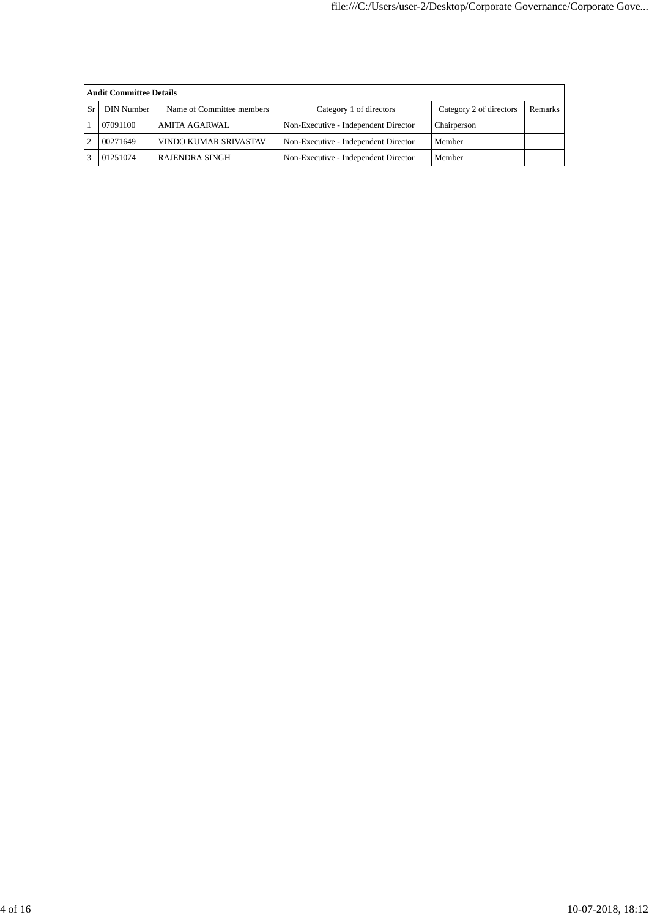| Audit Committee Details | | | | | |
|---|---|---|---|---|---|
| Sr | DIN Number | Name of Committee members | Category 1 of directors | Category 2 of directors | Remarks |
| 1 | 07091100 | AMITA AGARWAL | Non-Executive - Independent Director | Chairperson | |
| 2 | 00271649 | VINDO KUMAR SRIVASTAV | Non-Executive - Independent Director | Member | |
| 3 | 01251074 | RAJENDRA SINGH | Non-Executive - Independent Director | Member | |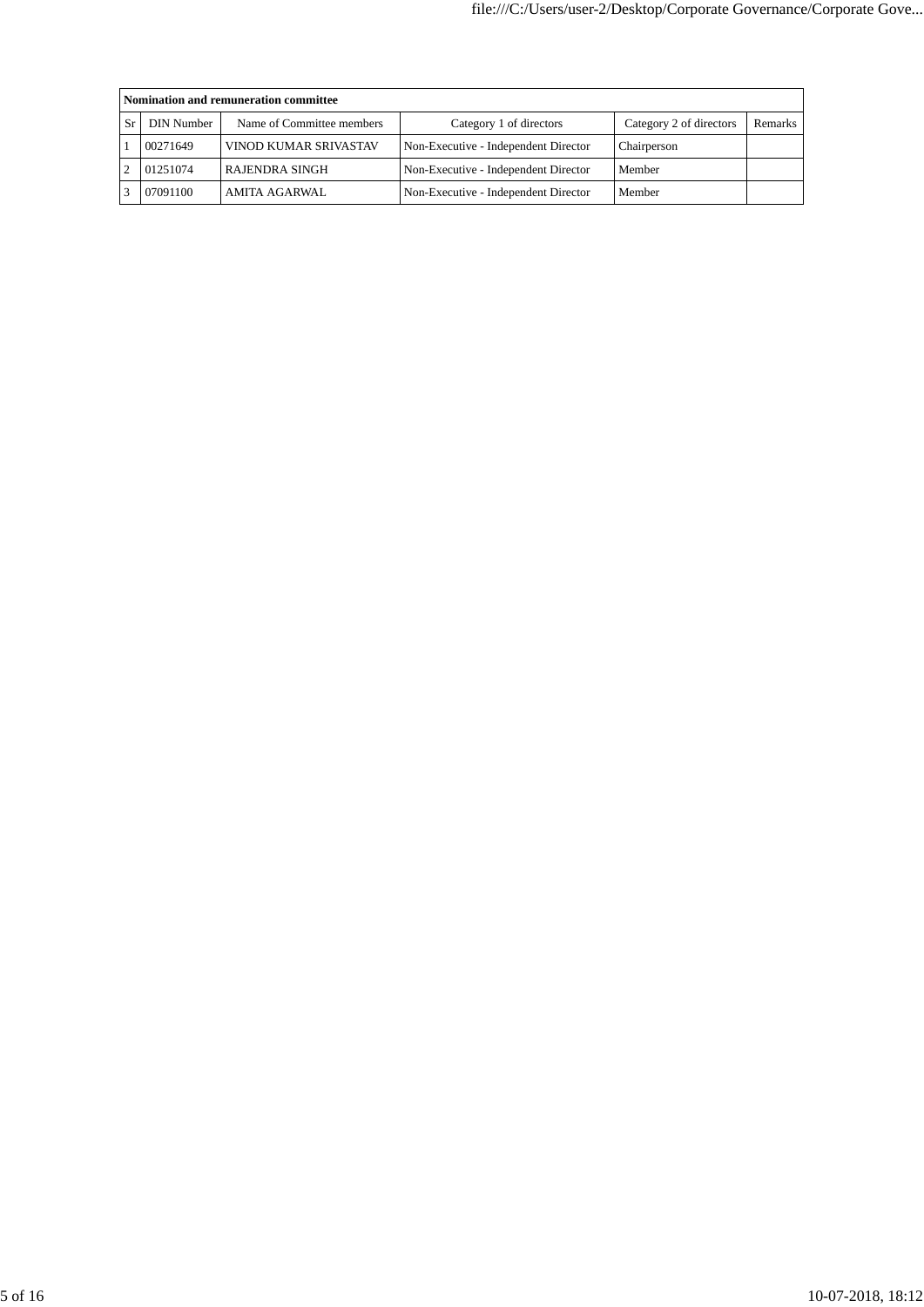| Nomination and remuneration committee | | | | | |
|---|---|---|---|---|---|
| Sr | DIN Number | Name of Committee members | Category 1 of directors | Category 2 of directors | Remarks |
| 1 | 00271649 | VINOD KUMAR SRIVASTAV | Non-Executive - Independent Director | Chairperson | |
| 2 | 01251074 | RAJENDRA SINGH | Non-Executive - Independent Director | Member | |
| 3 | 07091100 | AMITA AGARWAL | Non-Executive - Independent Director | Member | |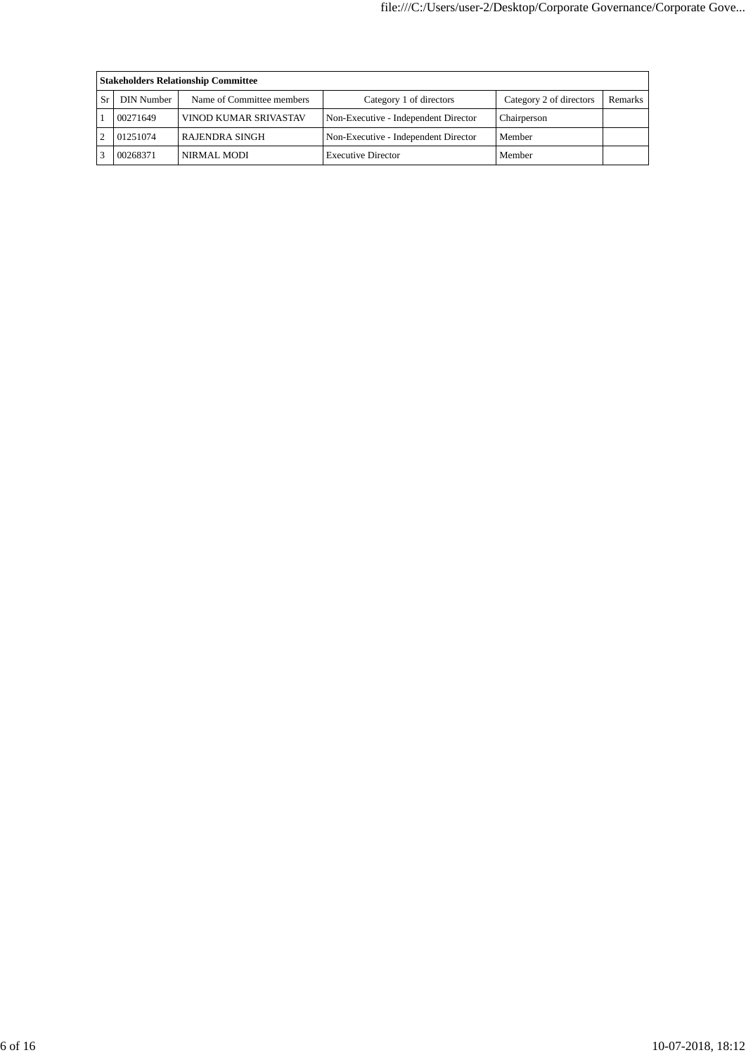| Stakeholders Relationship Committee | | | | | |
|---|---|---|---|---|---|
| Sr | DIN Number | Name of Committee members | Category 1 of directors | Category 2 of directors | Remarks |
| 1 | 00271649 | VINOD KUMAR SRIVASTAV | Non-Executive - Independent Director | Chairperson | |
| 2 | 01251074 | RAJENDRA SINGH | Non-Executive - Independent Director | Member | |
| 3 | 00268371 | NIRMAL MODI | Executive Director | Member | |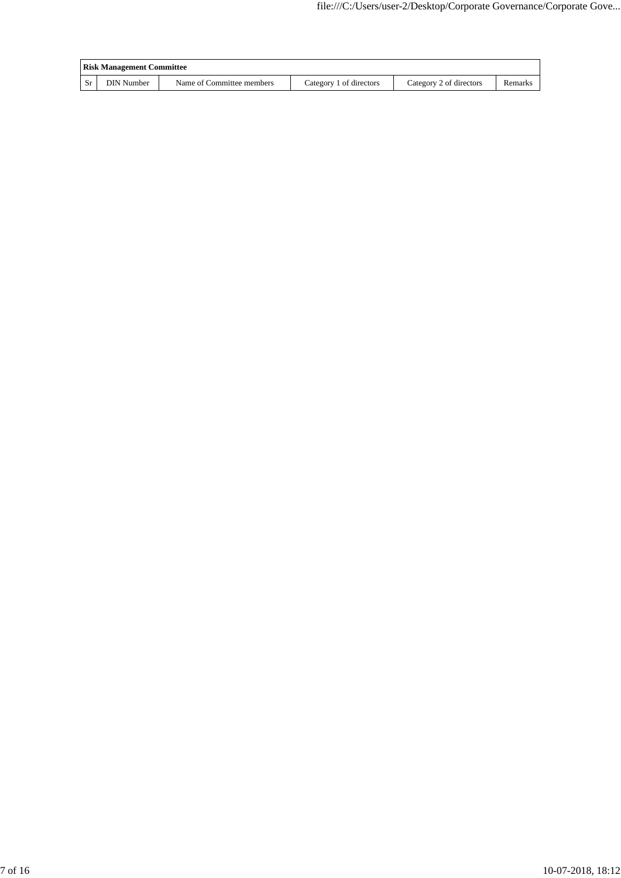| Risk Management Committee | | | | | |
|---|---|---|---|---|---|
| Sr | DIN Number | Name of Committee members | Category 1 of directors | Category 2 of directors | Remarks |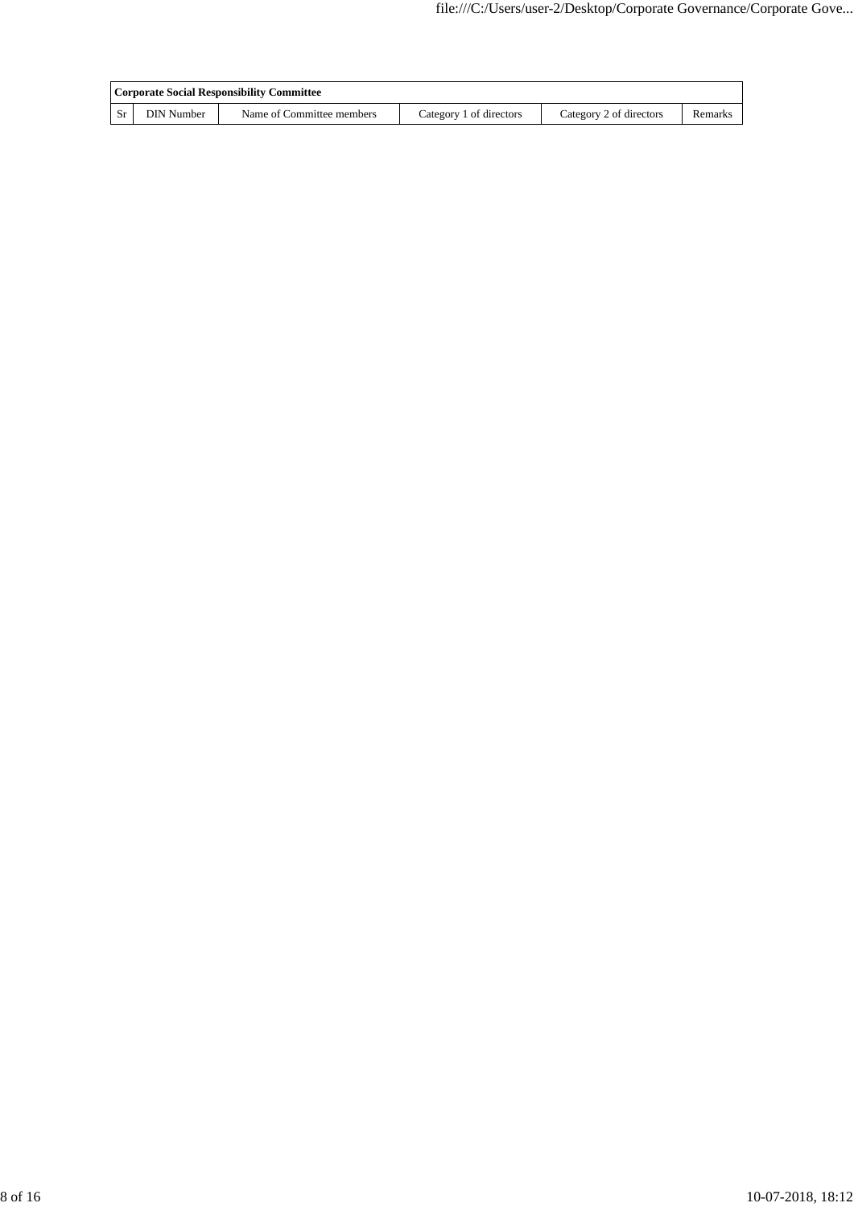| Corporate Social Responsibility Committee | | | | | |
|---|---|---|---|---|---|
| Sr | DIN Number | Name of Committee members | Category 1 of directors | Category 2 of directors | Remarks |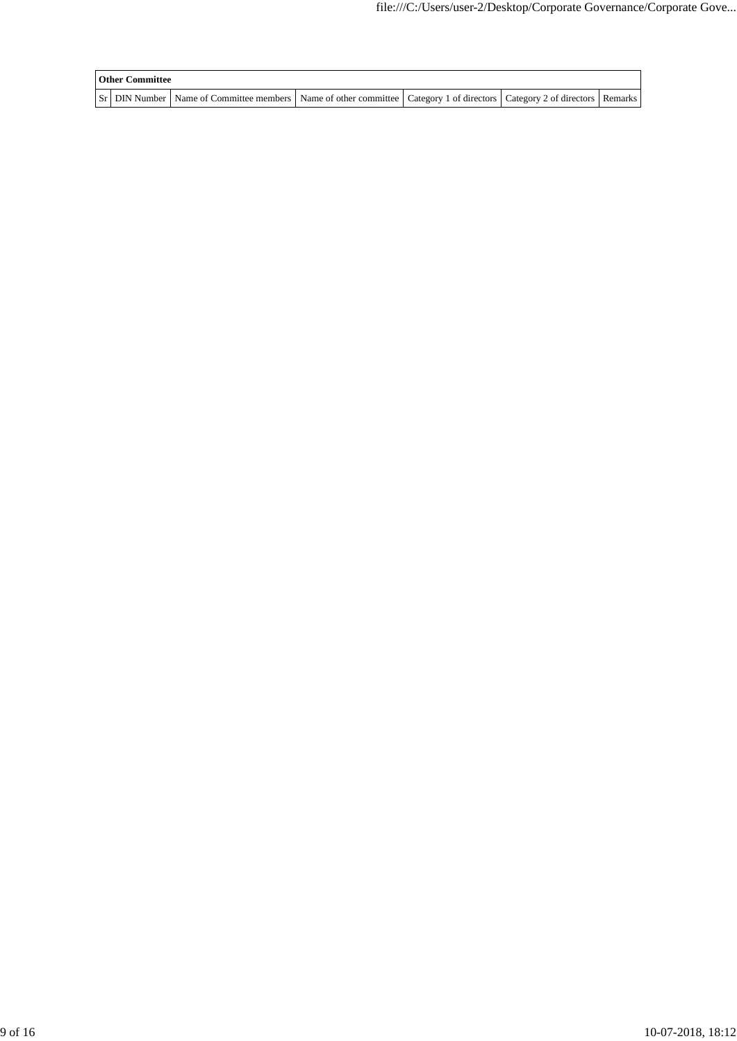| Other Committee | | | | | | |
|---|---|---|---|---|---|---|
| Sr | DIN Number | Name of Committee members | Name of other committee | Category 1 of directors | Category 2 of directors | Remarks |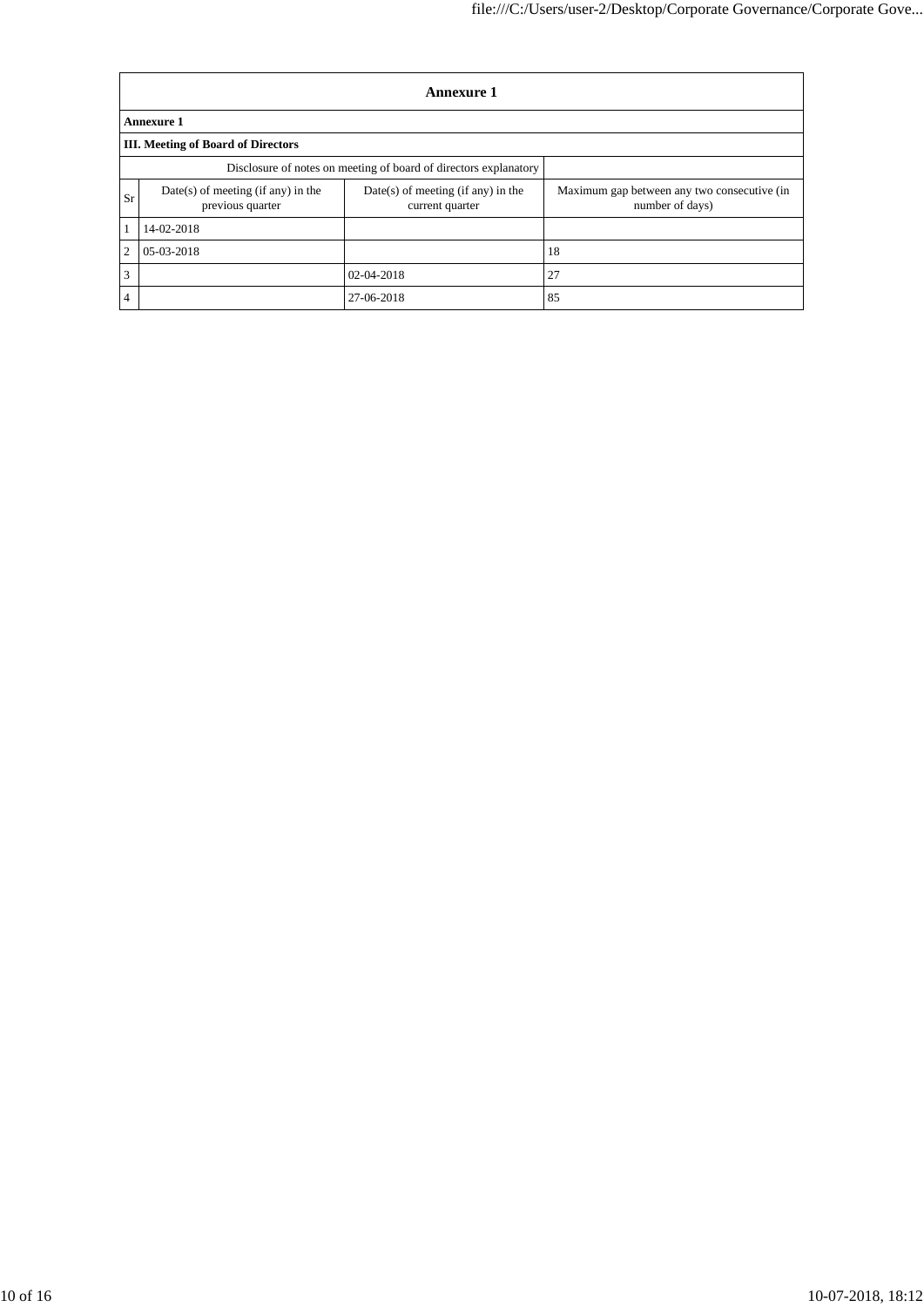| Annexure 1 | | | |
|---|---|---|---|
| **Annexure 1** | | | |
| **III. Meeting of Board of Directors** | | | |
| Disclosure of notes on meeting of board of directors explanatory | | | |
| Sr | Date(s) of meeting (if any) in the previous quarter | Date(s) of meeting (if any) in the current quarter | Maximum gap between any two consecutive (in number of days) |
| 1 | 14-02-2018 | | |
| 2 | 05-03-2018 | | 18 |
| 3 | | 02-04-2018 | 27 |
| 4 | | 27-06-2018 | 85 |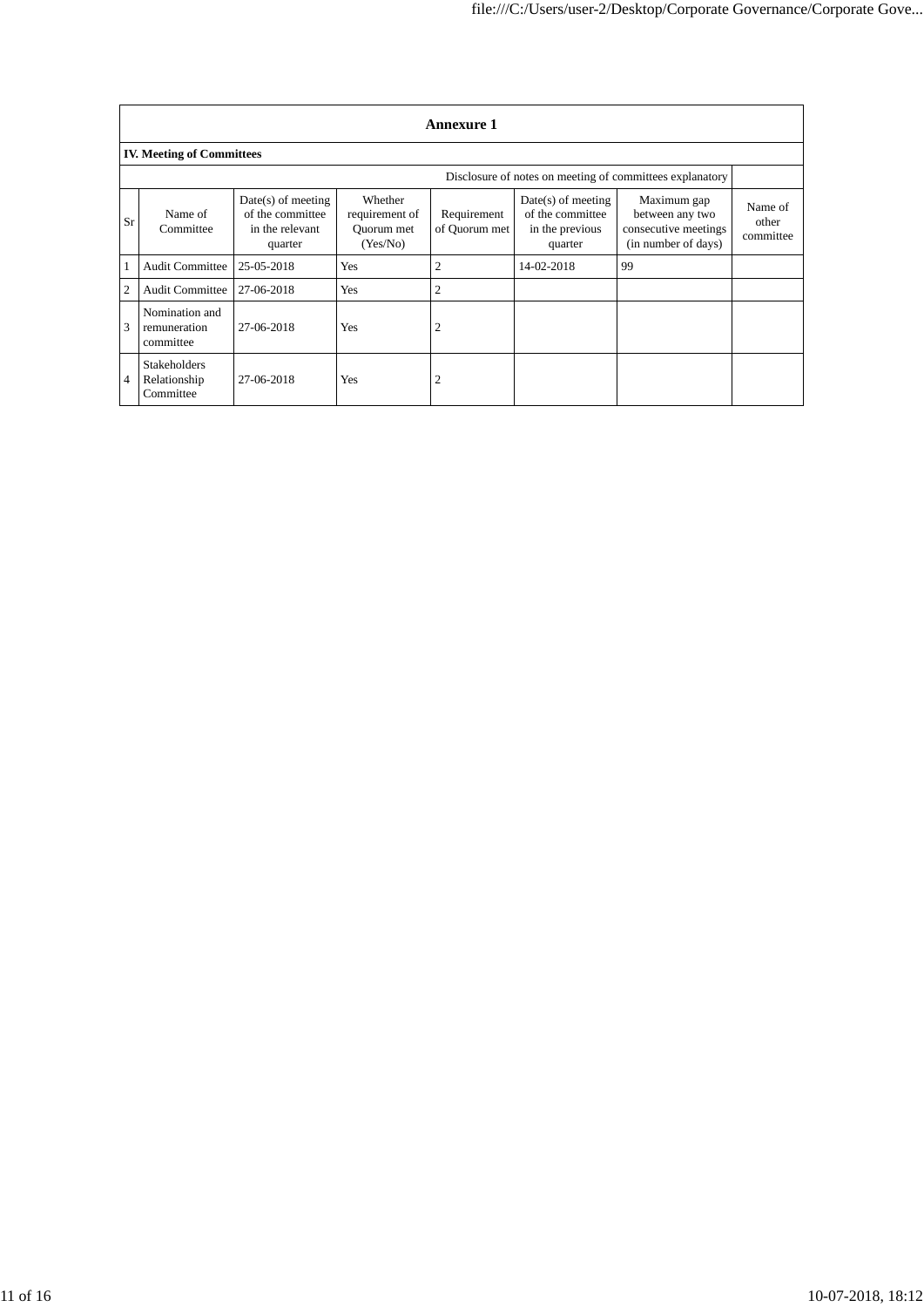## Annexure 1

### IV. Meeting of Committees

Disclosure of notes on meeting of committees explanatory

| Sr | Name of Committee | Date(s) of meeting of the committee in the relevant quarter | Whether requirement of Quorum met (Yes/No) | Requirement of Quorum met | Date(s) of meeting of the committee in the previous quarter | Maximum gap between any two consecutive meetings (in number of days) | Name of other committee |
|---|---|---|---|---|---|---|---|
| 1 | Audit Committee | 25-05-2018 | Yes | 2 | 14-02-2018 | 99 | |
| 2 | Audit Committee | 27-06-2018 | Yes | 2 | | | |
| 3 | Nomination and remuneration committee | 27-06-2018 | Yes | 2 | | | |
| 4 | Stakeholders Relationship Committee | 27-06-2018 | Yes | 2 | | | |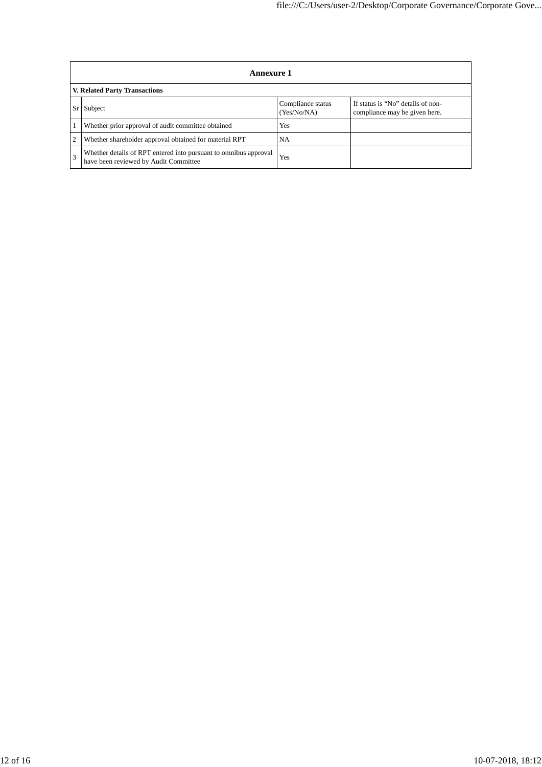## Annexure 1

### V. Related Party Transactions

| Sr | Subject | Compliance status (Yes/No/NA) | If status is "No" details of non-compliance may be given here. |
|---|---|---|---|
| 1 | Whether prior approval of audit committee obtained | Yes | |
| 2 | Whether shareholder approval obtained for material RPT | NA | |
| 3 | Whether details of RPT entered into pursuant to omnibus approval have been reviewed by Audit Committee | Yes | |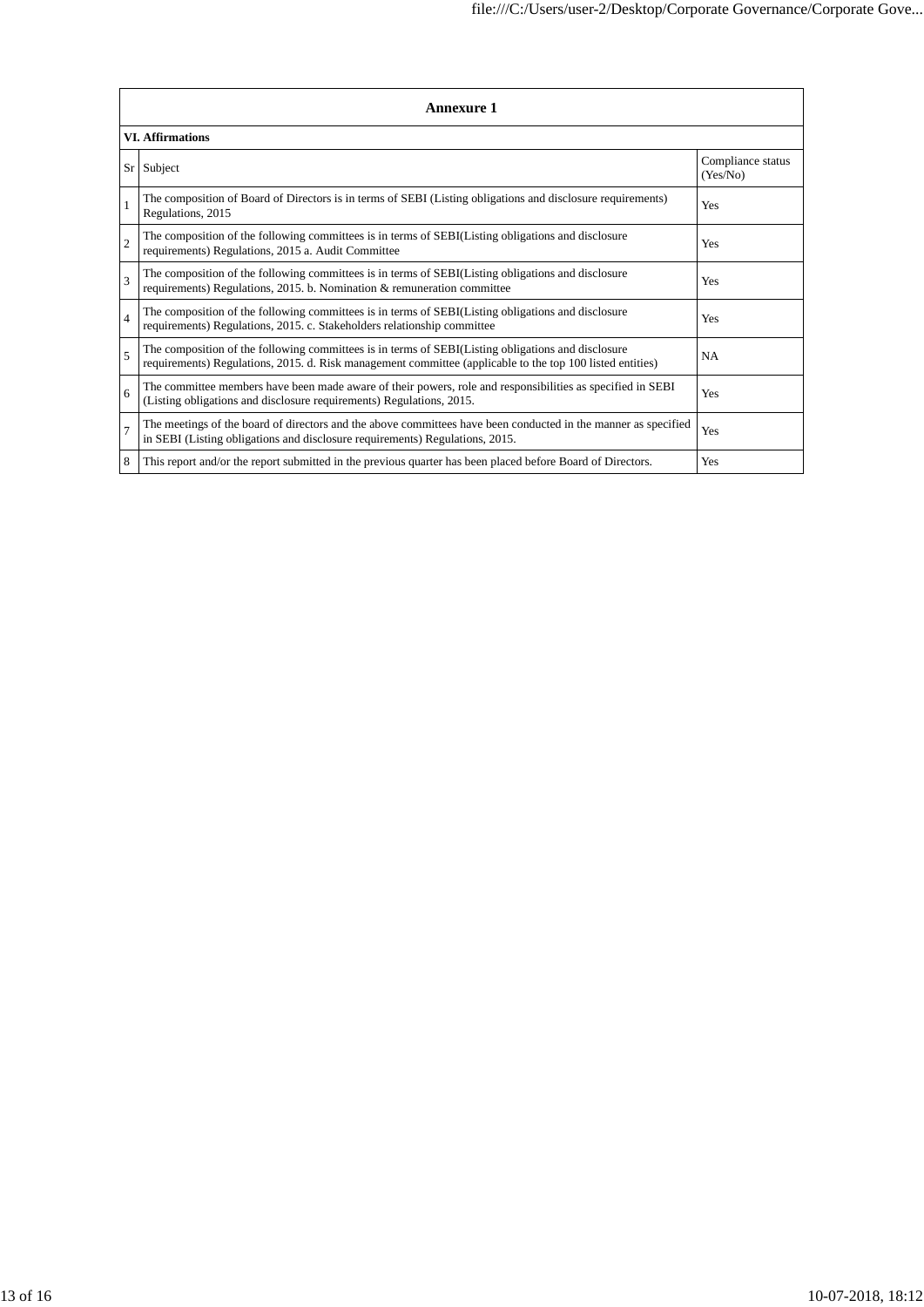## Annexure 1

### VI. Affirmations

| Sr | Subject | Compliance status (Yes/No) |
|---|---|---|
| 1 | The composition of Board of Directors is in terms of SEBI (Listing obligations and disclosure requirements) Regulations, 2015 | Yes |
| 2 | The composition of the following committees is in terms of SEBI(Listing obligations and disclosure requirements) Regulations, 2015 a. Audit Committee | Yes |
| 3 | The composition of the following committees is in terms of SEBI(Listing obligations and disclosure requirements) Regulations, 2015. b. Nomination & remuneration committee | Yes |
| 4 | The composition of the following committees is in terms of SEBI(Listing obligations and disclosure requirements) Regulations, 2015. c. Stakeholders relationship committee | Yes |
| 5 | The composition of the following committees is in terms of SEBI(Listing obligations and disclosure requirements) Regulations, 2015. d. Risk management committee (applicable to the top 100 listed entities) | NA |
| 6 | The committee members have been made aware of their powers, role and responsibilities as specified in SEBI (Listing obligations and disclosure requirements) Regulations, 2015. | Yes |
| 7 | The meetings of the board of directors and the above committees have been conducted in the manner as specified in SEBI (Listing obligations and disclosure requirements) Regulations, 2015. | Yes |
| 8 | This report and/or the report submitted in the previous quarter has been placed before Board of Directors. | Yes |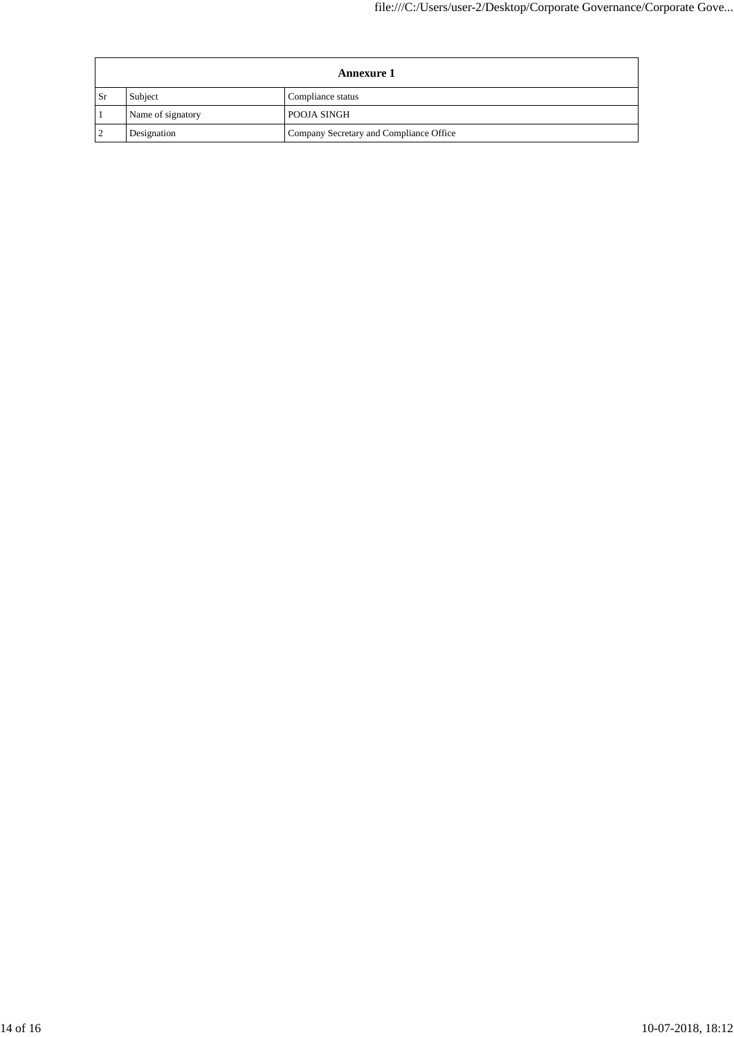| Annexure 1 | | |
|---|---|---|
| Sr | Subject | Compliance status |
| 1 | Name of signatory | POOJA SINGH |
| 2 | Designation | Company Secretary and Compliance Office |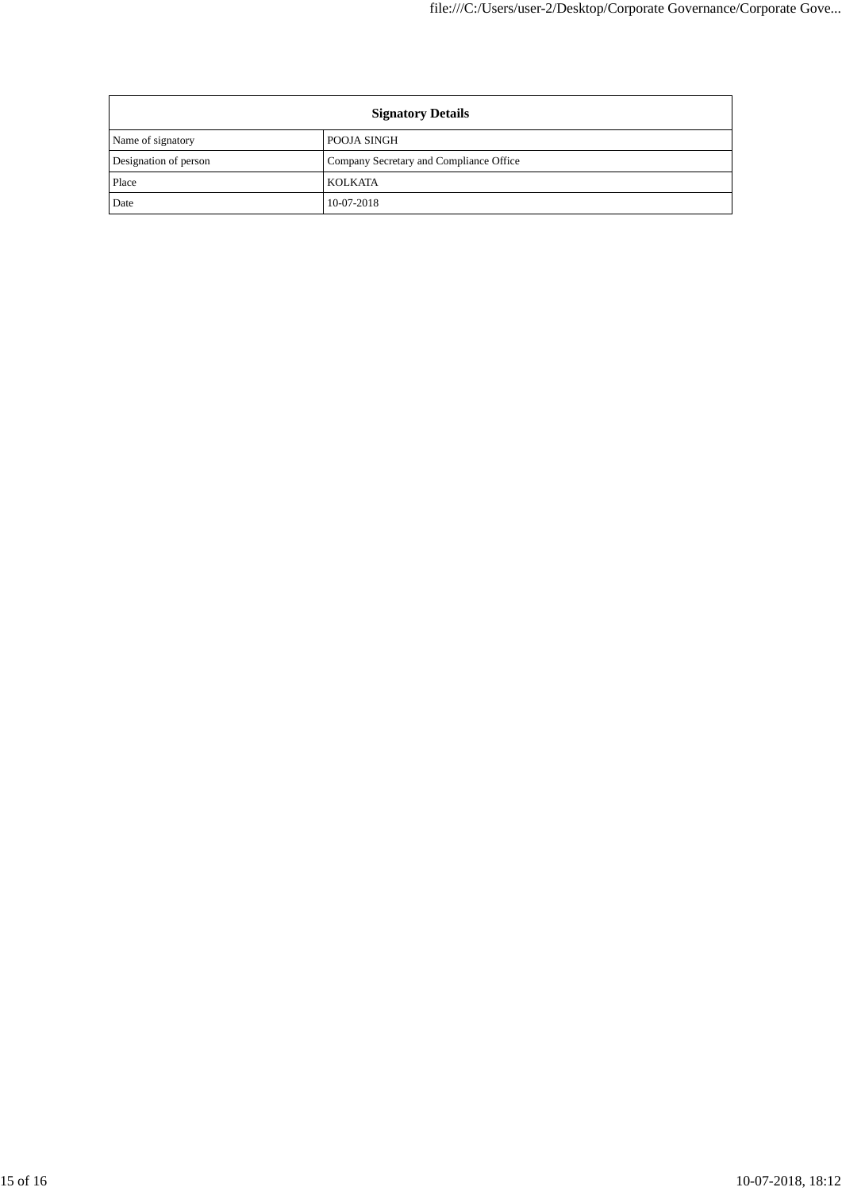| Signatory Details | |
|---|---|
| Name of signatory | POOJA SINGH |
| Designation of person | Company Secretary and Compliance Office |
| Place | KOLKATA |
| Date | 10-07-2018 |